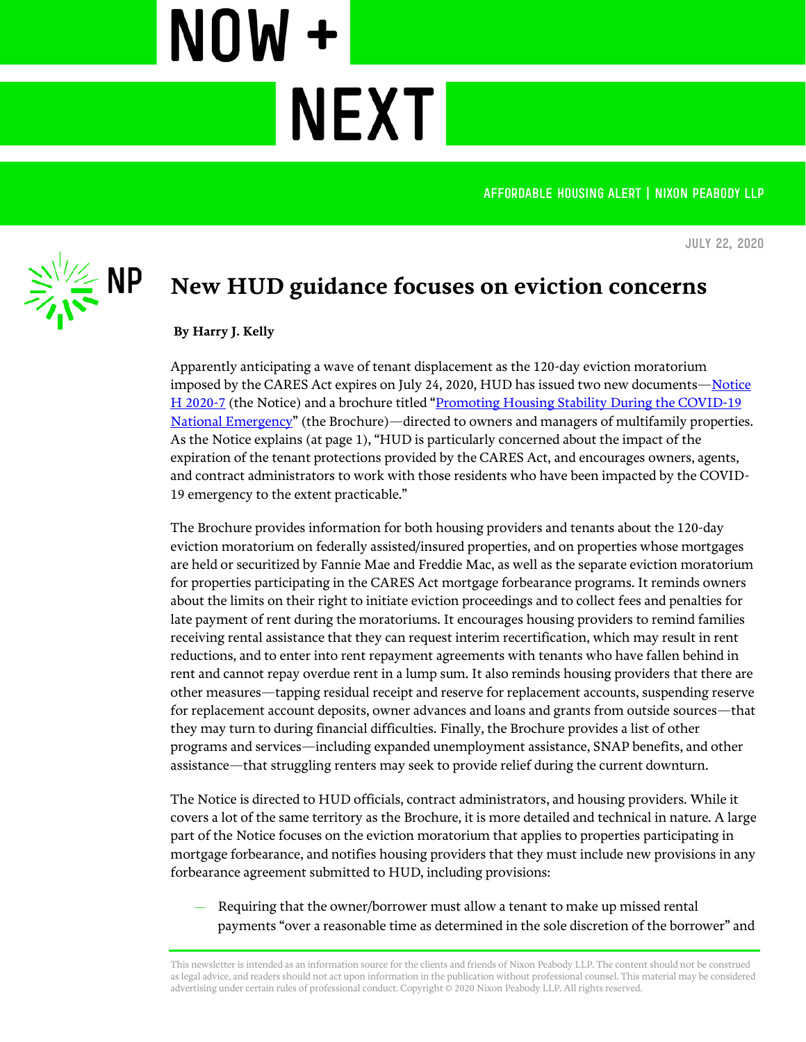# NOW + NEXT

AFFORDABLE HOUSING ALERT | NIXON PEABODY LLP

JULY 22, 2020

## New HUD guidance focuses on eviction concerns

**By Harry J. Kelly**

Apparently anticipating a wave of tenant displacement as the 120-day eviction moratorium imposed by the CARES Act expires on July 24, 2020, HUD has issued two new documents—Notice H 2020-7 (the Notice) and a brochure titled "Promoting Housing Stability During the COVID-19 National Emergency" (the Brochure)—directed to owners and managers of multifamily properties. As the Notice explains (at page 1), "HUD is particularly concerned about the impact of the expiration of the tenant protections provided by the CARES Act, and encourages owners, agents, and contract administrators to work with those residents who have been impacted by the COVID-19 emergency to the extent practicable."

The Brochure provides information for both housing providers and tenants about the 120-day eviction moratorium on federally assisted/insured properties, and on properties whose mortgages are held or securitized by Fannie Mae and Freddie Mac, as well as the separate eviction moratorium for properties participating in the CARES Act mortgage forbearance programs. It reminds owners about the limits on their right to initiate eviction proceedings and to collect fees and penalties for late payment of rent during the moratoriums. It encourages housing providers to remind families receiving rental assistance that they can request interim recertification, which may result in rent reductions, and to enter into rent repayment agreements with tenants who have fallen behind in rent and cannot repay overdue rent in a lump sum. It also reminds housing providers that there are other measures—tapping residual receipt and reserve for replacement accounts, suspending reserve for replacement account deposits, owner advances and loans and grants from outside sources—that they may turn to during financial difficulties. Finally, the Brochure provides a list of other programs and services—including expanded unemployment assistance, SNAP benefits, and other assistance—that struggling renters may seek to provide relief during the current downturn.

The Notice is directed to HUD officials, contract administrators, and housing providers. While it covers a lot of the same territory as the Brochure, it is more detailed and technical in nature. A large part of the Notice focuses on the eviction moratorium that applies to properties participating in mortgage forbearance, and notifies housing providers that they must include new provisions in any forbearance agreement submitted to HUD, including provisions:

- Requiring that the owner/borrower must allow a tenant to make up missed rental payments "over a reasonable time as determined in the sole discretion of the borrower" and

This newsletter is intended as an information source for the clients and friends of Nixon Peabody LLP. The content should not be construed as legal advice, and readers should not act upon information in the publication without professional counsel. This material may be considered advertising under certain rules of professional conduct. Copyright © 2020 Nixon Peabody LLP. All rights reserved.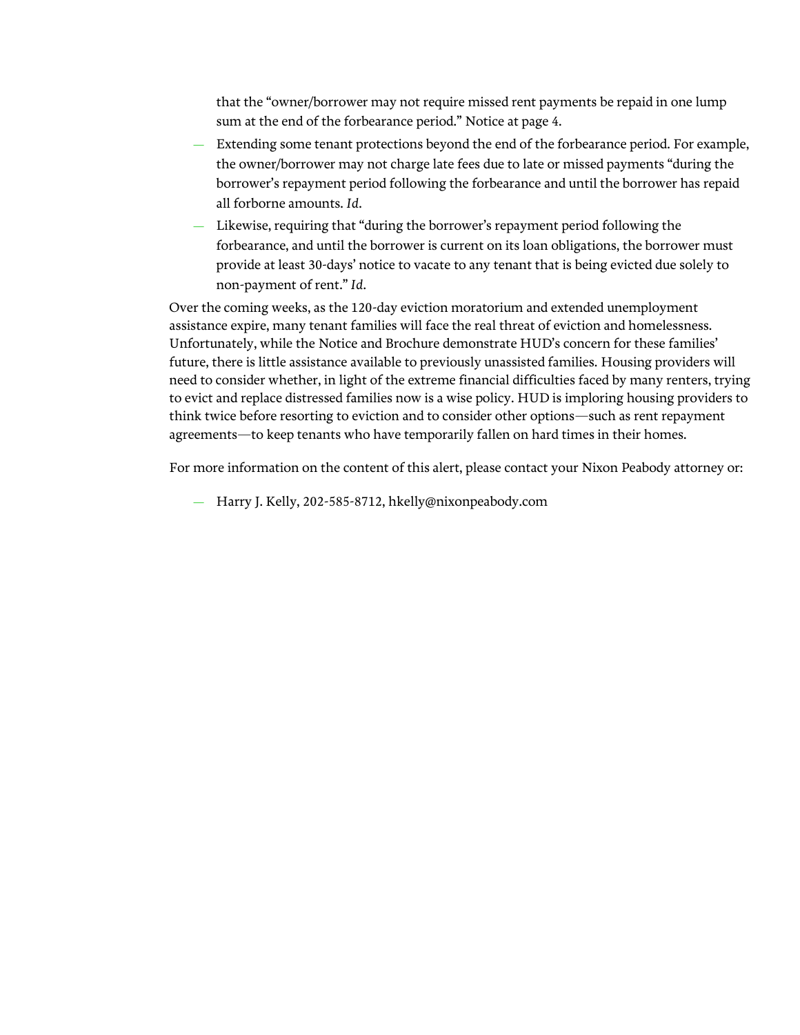that the "owner/borrower may not require missed rent payments be repaid in one lump sum at the end of the forbearance period." Notice at page 4.

- Extending some tenant protections beyond the end of the forbearance period. For example, the owner/borrower may not charge late fees due to late or missed payments "during the borrower's repayment period following the forbearance and until the borrower has repaid all forborne amounts. *Id*.
- Likewise, requiring that "during the borrower's repayment period following the forbearance, and until the borrower is current on its loan obligations, the borrower must provide at least 30-days' notice to vacate to any tenant that is being evicted due solely to non-payment of rent." *Id*.

Over the coming weeks, as the 120-day eviction moratorium and extended unemployment assistance expire, many tenant families will face the real threat of eviction and homelessness. Unfortunately, while the Notice and Brochure demonstrate HUD's concern for these families' future, there is little assistance available to previously unassisted families. Housing providers will need to consider whether, in light of the extreme financial difficulties faced by many renters, trying to evict and replace distressed families now is a wise policy. HUD is imploring housing providers to think twice before resorting to eviction and to consider other options—such as rent repayment agreements—to keep tenants who have temporarily fallen on hard times in their homes.

For more information on the content of this alert, please contact your Nixon Peabody attorney or:

- Harry J. Kelly, 202-585-8712, hkelly@nixonpeabody.com